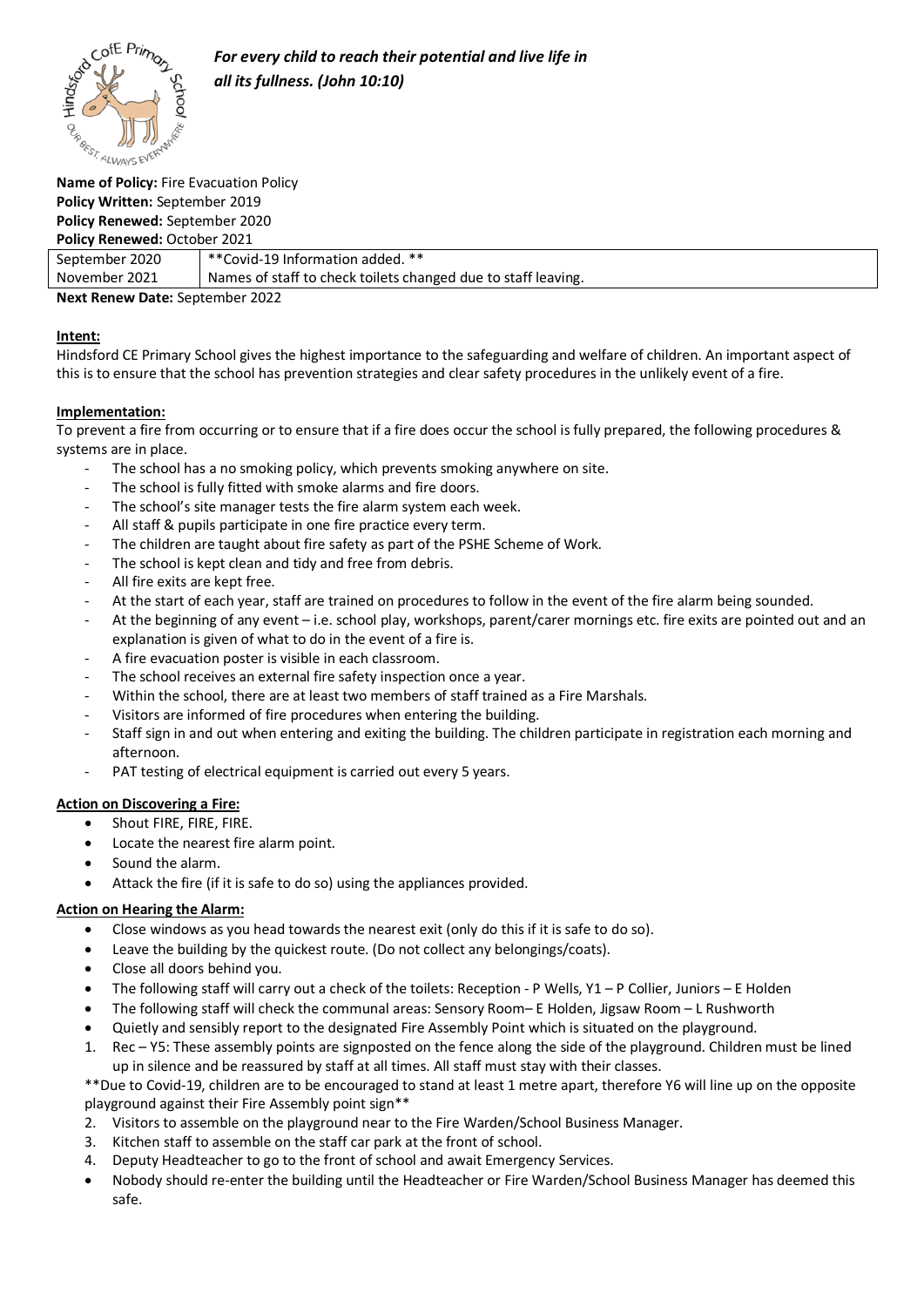***For every child to reach their potential and live life in all its fullness. (John 10:10)***

**Name of Policy:** Fire Evacuation Policy
**Policy Written:** September 2019
**Policy Renewed:** September 2020
**Policy Renewed:** October 2021

| | |
|---|---|
| September 2020 | **Covid-19 Information added. ** |
| November 2021 | Names of staff to check toilets changed due to staff leaving. |

**Next Renew Date:** September 2022

**Intent:**

Hindsford CE Primary School gives the highest importance to the safeguarding and welfare of children. An important aspect of this is to ensure that the school has prevention strategies and clear safety procedures in the unlikely event of a fire.

**Implementation:**

To prevent a fire from occurring or to ensure that if a fire does occur the school is fully prepared, the following procedures & systems are in place.

- The school has a no smoking policy, which prevents smoking anywhere on site.
- The school is fully fitted with smoke alarms and fire doors.
- The school's site manager tests the fire alarm system each week.
- All staff & pupils participate in one fire practice every term.
- The children are taught about fire safety as part of the PSHE Scheme of Work.
- The school is kept clean and tidy and free from debris.
- All fire exits are kept free.
- At the start of each year, staff are trained on procedures to follow in the event of the fire alarm being sounded.
- At the beginning of any event – i.e. school play, workshops, parent/carer mornings etc. fire exits are pointed out and an explanation is given of what to do in the event of a fire is.
- A fire evacuation poster is visible in each classroom.
- The school receives an external fire safety inspection once a year.
- Within the school, there are at least two members of staff trained as a Fire Marshals.
- Visitors are informed of fire procedures when entering the building.
- Staff sign in and out when entering and exiting the building. The children participate in registration each morning and afternoon.
- PAT testing of electrical equipment is carried out every 5 years.

**Action on Discovering a Fire:**

- Shout FIRE, FIRE, FIRE.
- Locate the nearest fire alarm point.
- Sound the alarm.
- Attack the fire (if it is safe to do so) using the appliances provided.

**Action on Hearing the Alarm:**

- Close windows as you head towards the nearest exit (only do this if it is safe to do so).
- Leave the building by the quickest route. (Do not collect any belongings/coats).
- Close all doors behind you.
- The following staff will carry out a check of the toilets: Reception - P Wells, Y1 – P Collier, Juniors – E Holden
- The following staff will check the communal areas: Sensory Room– E Holden, Jigsaw Room – L Rushworth
- Quietly and sensibly report to the designated Fire Assembly Point which is situated on the playground.

1. Rec – Y5: These assembly points are signposted on the fence along the side of the playground. Children must be lined up in silence and be reassured by staff at all times. All staff must stay with their classes.

**Due to Covid-19, children are to be encouraged to stand at least 1 metre apart, therefore Y6 will line up on the opposite playground against their Fire Assembly point sign**

2. Visitors to assemble on the playground near to the Fire Warden/School Business Manager.
3. Kitchen staff to assemble on the staff car park at the front of school.
4. Deputy Headteacher to go to the front of school and await Emergency Services.

- Nobody should re-enter the building until the Headteacher or Fire Warden/School Business Manager has deemed this safe.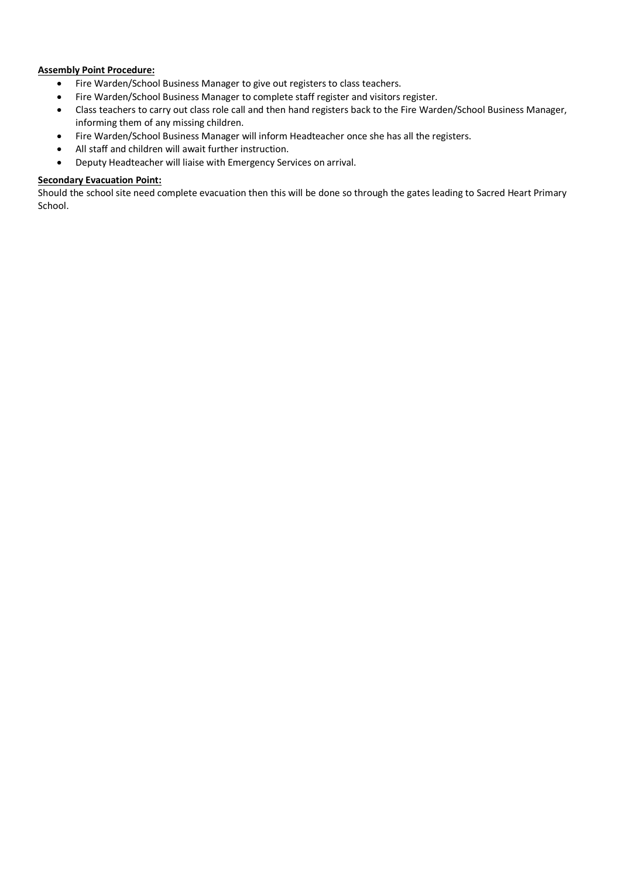**Assembly Point Procedure:**

- Fire Warden/School Business Manager to give out registers to class teachers.
- Fire Warden/School Business Manager to complete staff register and visitors register.
- Class teachers to carry out class role call and then hand registers back to the Fire Warden/School Business Manager, informing them of any missing children.
- Fire Warden/School Business Manager will inform Headteacher once she has all the registers.
- All staff and children will await further instruction.
- Deputy Headteacher will liaise with Emergency Services on arrival.

**Secondary Evacuation Point:**

Should the school site need complete evacuation then this will be done so through the gates leading to Sacred Heart Primary School.